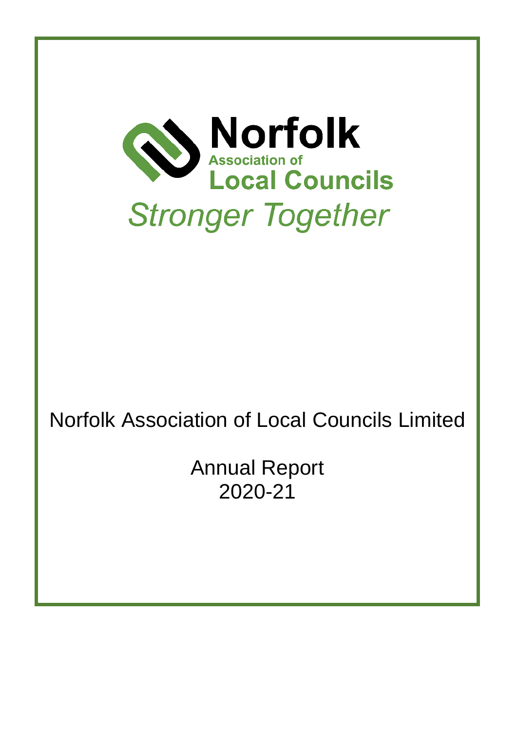Norfolk
Association of
Local Councils

*Stronger Together*

# Norfolk Association of Local Councils Limited

## Annual Report
## 2020-21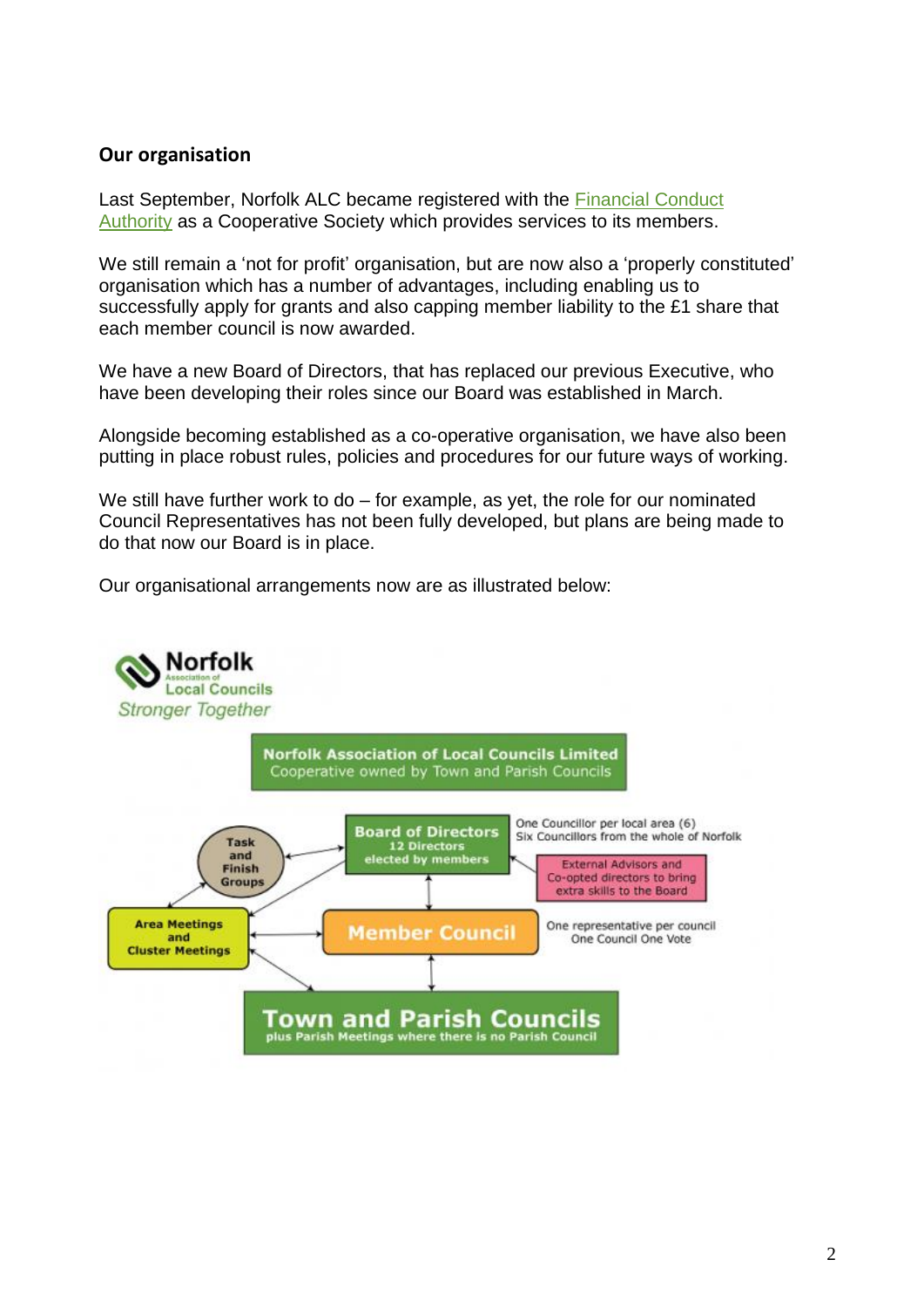## Our organisation

Last September, Norfolk ALC became registered with the Financial Conduct Authority as a Cooperative Society which provides services to its members.

We still remain a 'not for profit' organisation, but are now also a 'properly constituted' organisation which has a number of advantages, including enabling us to successfully apply for grants and also capping member liability to the £1 share that each member council is now awarded.

We have a new Board of Directors, that has replaced our previous Executive, who have been developing their roles since our Board was established in March.

Alongside becoming established as a co-operative organisation, we have also been putting in place robust rules, policies and procedures for our future ways of working.

We still have further work to do – for example, as yet, the role for our nominated Council Representatives has not been fully developed, but plans are being made to do that now our Board is in place.

Our organisational arrangements now are as illustrated below:

Norfolk Association of Local Councils
*Stronger Together*

**Norfolk Association of Local Councils Limited**
Cooperative owned by Town and Parish Councils

**Board of Directors**
12 Directors elected by members

One Councillor per local area (6)
Six Councillors from the whole of Norfolk

External Advisors and Co-opted directors to bring extra skills to the Board

**Task and Finish Groups**

**Area Meetings and Cluster Meetings**

**Member Council**

One representative per council
One Council One Vote

**Town and Parish Councils**
plus Parish Meetings where there is no Parish Council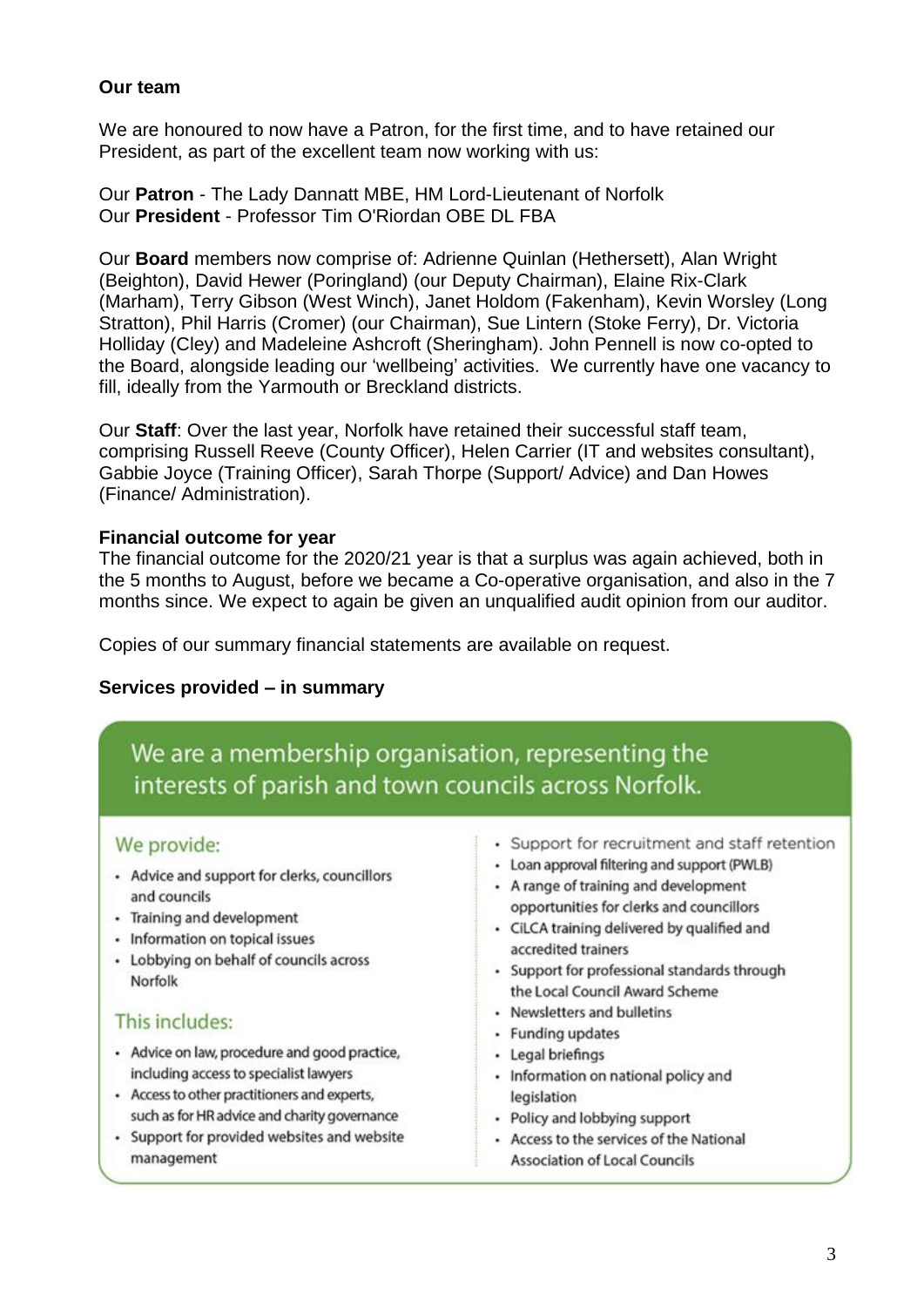**Our team**

We are honoured to now have a Patron, for the first time, and to have retained our President, as part of the excellent team now working with us:

Our **Patron** - The Lady Dannatt MBE, HM Lord-Lieutenant of Norfolk
Our **President** - Professor Tim O'Riordan OBE DL FBA

Our **Board** members now comprise of: Adrienne Quinlan (Hethersett), Alan Wright (Beighton), David Hewer (Poringland) (our Deputy Chairman), Elaine Rix-Clark (Marham), Terry Gibson (West Winch), Janet Holdom (Fakenham), Kevin Worsley (Long Stratton), Phil Harris (Cromer) (our Chairman), Sue Lintern (Stoke Ferry), Dr. Victoria Holliday (Cley) and Madeleine Ashcroft (Sheringham). John Pennell is now co-opted to the Board, alongside leading our 'wellbeing' activities. We currently have one vacancy to fill, ideally from the Yarmouth or Breckland districts.

Our **Staff**: Over the last year, Norfolk have retained their successful staff team, comprising Russell Reeve (County Officer), Helen Carrier (IT and websites consultant), Gabbie Joyce (Training Officer), Sarah Thorpe (Support/ Advice) and Dan Howes (Finance/ Administration).

**Financial outcome for year**

The financial outcome for the 2020/21 year is that a surplus was again achieved, both in the 5 months to August, before we became a Co-operative organisation, and also in the 7 months since. We expect to again be given an unqualified audit opinion from our auditor.

Copies of our summary financial statements are available on request.

**Services provided – in summary**

## We are a membership organisation, representing the interests of parish and town councils across Norfolk.

### We provide:

- Advice and support for clerks, councillors and councils
- Training and development
- Information on topical issues
- Lobbying on behalf of councils across Norfolk

### This includes:

- Advice on law, procedure and good practice, including access to specialist lawyers
- Access to other practitioners and experts, such as for HR advice and charity governance
- Support for provided websites and website management
- Support for recruitment and staff retention
- Loan approval filtering and support (PWLB)
- A range of training and development opportunities for clerks and councillors
- CiLCA training delivered by qualified and accredited trainers
- Support for professional standards through the Local Council Award Scheme
- Newsletters and bulletins
- Funding updates
- Legal briefings
- Information on national policy and legislation
- Policy and lobbying support
- Access to the services of the National Association of Local Councils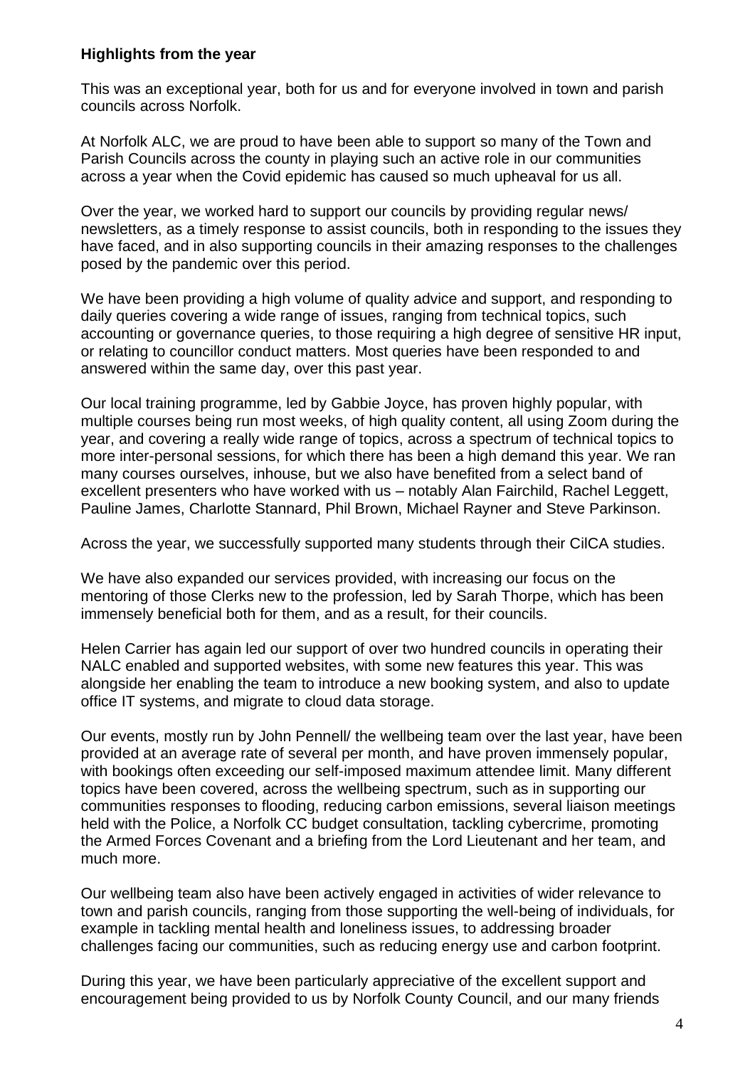**Highlights from the year**

This was an exceptional year, both for us and for everyone involved in town and parish councils across Norfolk.

At Norfolk ALC, we are proud to have been able to support so many of the Town and Parish Councils across the county in playing such an active role in our communities across a year when the Covid epidemic has caused so much upheaval for us all.

Over the year, we worked hard to support our councils by providing regular news/ newsletters, as a timely response to assist councils, both in responding to the issues they have faced, and in also supporting councils in their amazing responses to the challenges posed by the pandemic over this period.

We have been providing a high volume of quality advice and support, and responding to daily queries covering a wide range of issues, ranging from technical topics, such accounting or governance queries, to those requiring a high degree of sensitive HR input, or relating to councillor conduct matters. Most queries have been responded to and answered within the same day, over this past year.

Our local training programme, led by Gabbie Joyce, has proven highly popular, with multiple courses being run most weeks, of high quality content, all using Zoom during the year, and covering a really wide range of topics, across a spectrum of technical topics to more inter-personal sessions, for which there has been a high demand this year. We ran many courses ourselves, inhouse, but we also have benefited from a select band of excellent presenters who have worked with us – notably Alan Fairchild, Rachel Leggett, Pauline James, Charlotte Stannard, Phil Brown, Michael Rayner and Steve Parkinson.

Across the year, we successfully supported many students through their CilCA studies.

We have also expanded our services provided, with increasing our focus on the mentoring of those Clerks new to the profession, led by Sarah Thorpe, which has been immensely beneficial both for them, and as a result, for their councils.

Helen Carrier has again led our support of over two hundred councils in operating their NALC enabled and supported websites, with some new features this year. This was alongside her enabling the team to introduce a new booking system, and also to update office IT systems, and migrate to cloud data storage.

Our events, mostly run by John Pennell/ the wellbeing team over the last year, have been provided at an average rate of several per month, and have proven immensely popular, with bookings often exceeding our self-imposed maximum attendee limit. Many different topics have been covered, across the wellbeing spectrum, such as in supporting our communities responses to flooding, reducing carbon emissions, several liaison meetings held with the Police, a Norfolk CC budget consultation, tackling cybercrime, promoting the Armed Forces Covenant and a briefing from the Lord Lieutenant and her team, and much more.

Our wellbeing team also have been actively engaged in activities of wider relevance to town and parish councils, ranging from those supporting the well-being of individuals, for example in tackling mental health and loneliness issues, to addressing broader challenges facing our communities, such as reducing energy use and carbon footprint.

During this year, we have been particularly appreciative of the excellent support and encouragement being provided to us by Norfolk County Council, and our many friends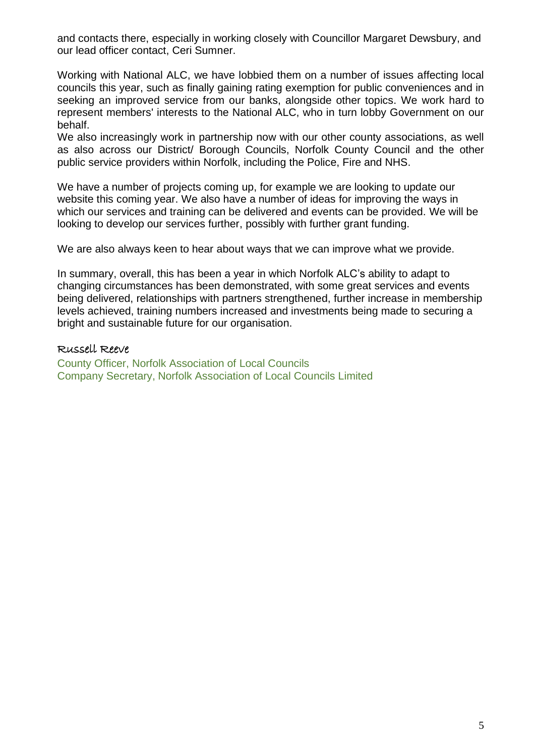and contacts there, especially in working closely with Councillor Margaret Dewsbury, and our lead officer contact, Ceri Sumner.

Working with National ALC, we have lobbied them on a number of issues affecting local councils this year, such as finally gaining rating exemption for public conveniences and in seeking an improved service from our banks, alongside other topics. We work hard to represent members' interests to the National ALC, who in turn lobby Government on our behalf.
We also increasingly work in partnership now with our other county associations, as well as also across our District/ Borough Councils, Norfolk County Council and the other public service providers within Norfolk, including the Police, Fire and NHS.

We have a number of projects coming up, for example we are looking to update our website this coming year. We also have a number of ideas for improving the ways in which our services and training can be delivered and events can be provided. We will be looking to develop our services further, possibly with further grant funding.

We are also always keen to hear about ways that we can improve what we provide.

In summary, overall, this has been a year in which Norfolk ALC's ability to adapt to changing circumstances has been demonstrated, with some great services and events being delivered, relationships with partners strengthened, further increase in membership levels achieved, training numbers increased and investments being made to securing a bright and sustainable future for our organisation.

Russell Reeve
County Officer, Norfolk Association of Local Councils
Company Secretary, Norfolk Association of Local Councils Limited